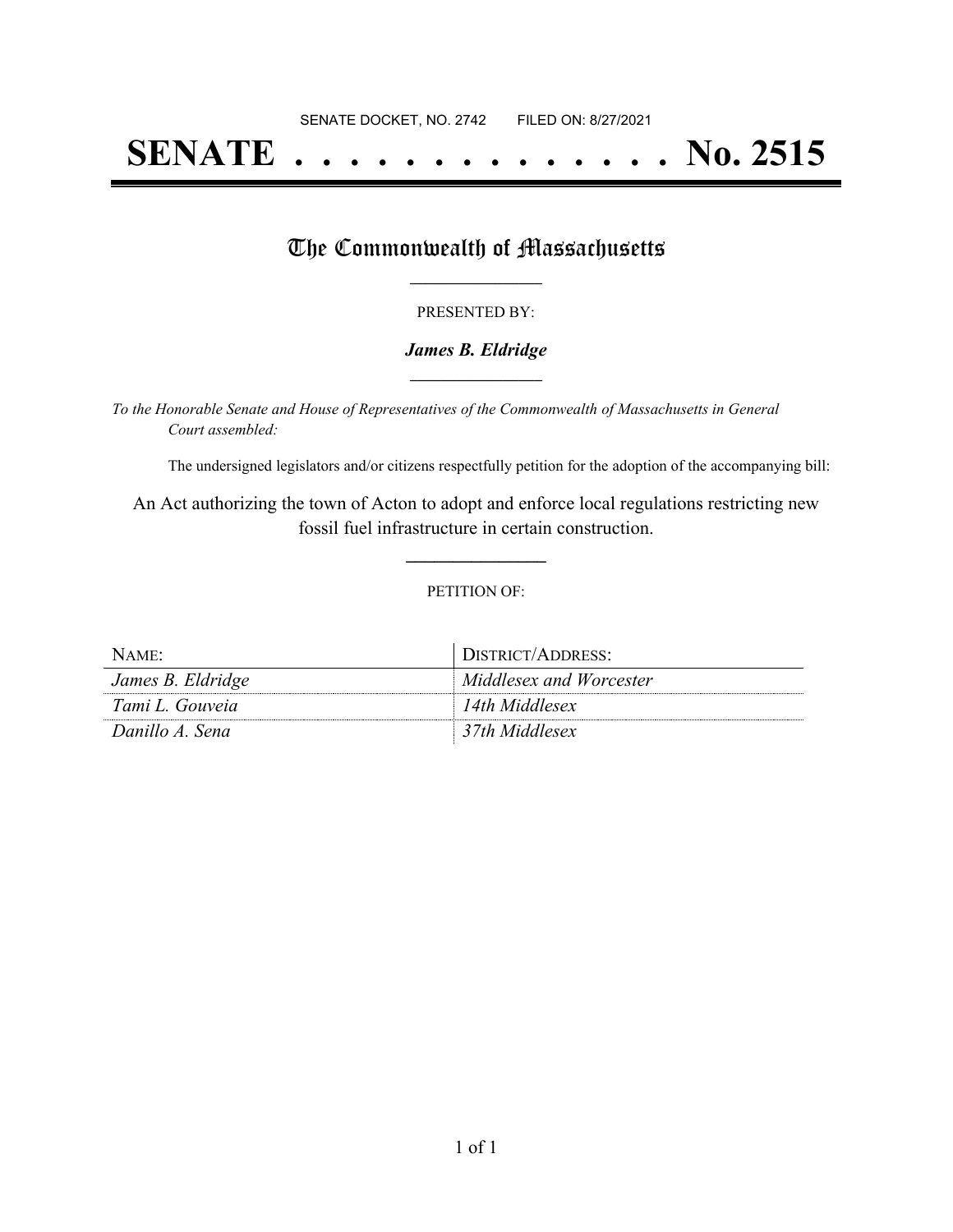SENATE DOCKET, NO. 2742        FILED ON: 8/27/2021

# SENATE . . . . . . . . . . . . . . No. 2515

## The Commonwealth of Massachusetts

PRESENTED BY:

***James B. Eldridge***

*To the Honorable Senate and House of Representatives of the Commonwealth of Massachusetts in General Court assembled:*

The undersigned legislators and/or citizens respectfully petition for the adoption of the accompanying bill:

An Act authorizing the town of Acton to adopt and enforce local regulations restricting new fossil fuel infrastructure in certain construction.

PETITION OF:

| NAME: | DISTRICT/ADDRESS: |
|---|---|
| *James B. Eldridge* | *Middlesex and Worcester* |
| *Tami L. Gouveia* | *14th Middlesex* |
| *Danillo A. Sena* | *37th Middlesex* |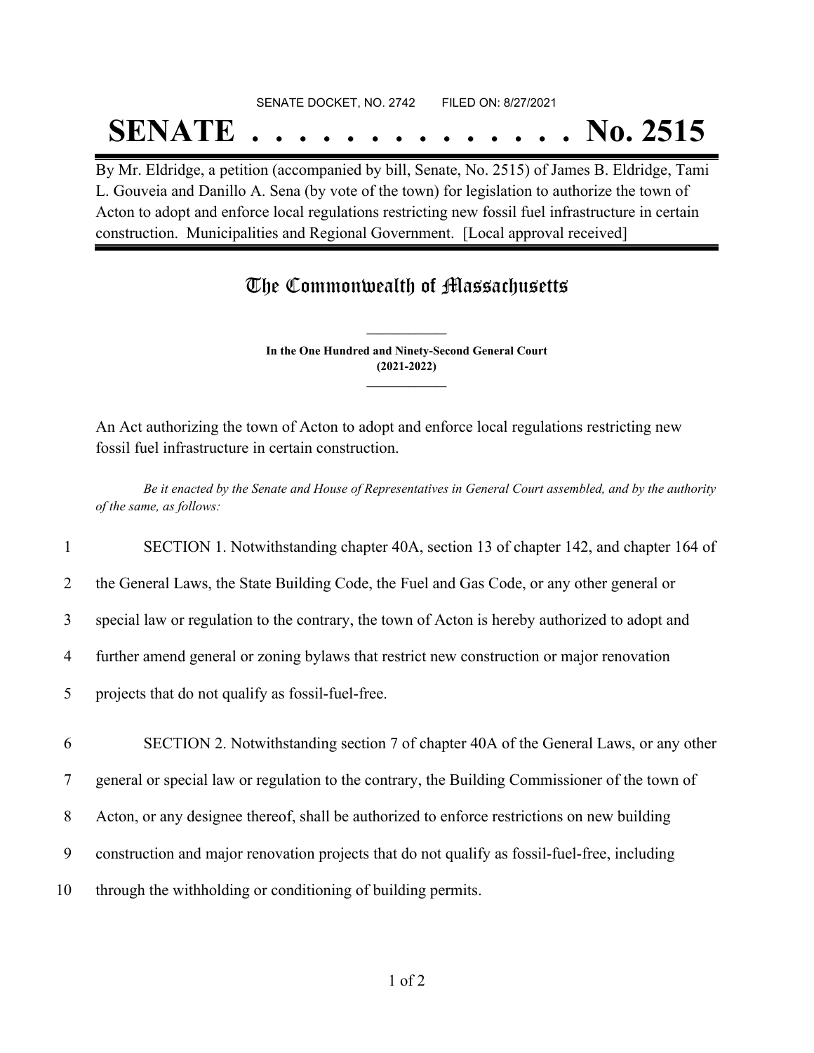SENATE DOCKET, NO. 2742 FILED ON: 8/27/2021

# SENATE . . . . . . . . . . . . . . No. 2515

By Mr. Eldridge, a petition (accompanied by bill, Senate, No. 2515) of James B. Eldridge, Tami L. Gouveia and Danillo A. Sena (by vote of the town) for legislation to authorize the town of Acton to adopt and enforce local regulations restricting new fossil fuel infrastructure in certain construction. Municipalities and Regional Government. [Local approval received]

## The Commonwealth of Massachusetts

**In the One Hundred and Ninety-Second General Court**
**(2021-2022)**

An Act authorizing the town of Acton to adopt and enforce local regulations restricting new fossil fuel infrastructure in certain construction.

*Be it enacted by the Senate and House of Representatives in General Court assembled, and by the authority of the same, as follows:*

1 SECTION 1. Notwithstanding chapter 40A, section 13 of chapter 142, and chapter 164 of
2 the General Laws, the State Building Code, the Fuel and Gas Code, or any other general or
3 special law or regulation to the contrary, the town of Acton is hereby authorized to adopt and
4 further amend general or zoning bylaws that restrict new construction or major renovation
5 projects that do not qualify as fossil-fuel-free.

6 SECTION 2. Notwithstanding section 7 of chapter 40A of the General Laws, or any other
7 general or special law or regulation to the contrary, the Building Commissioner of the town of
8 Acton, or any designee thereof, shall be authorized to enforce restrictions on new building
9 construction and major renovation projects that do not qualify as fossil-fuel-free, including
10 through the withholding or conditioning of building permits.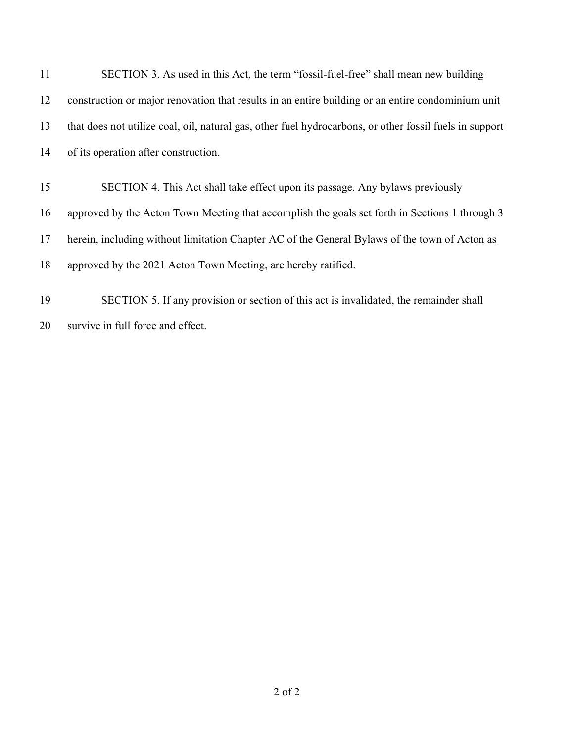SECTION 3. As used in this Act, the term "fossil-fuel-free" shall mean new building construction or major renovation that results in an entire building or an entire condominium unit that does not utilize coal, oil, natural gas, other fuel hydrocarbons, or other fossil fuels in support of its operation after construction.

SECTION 4. This Act shall take effect upon its passage. Any bylaws previously approved by the Acton Town Meeting that accomplish the goals set forth in Sections 1 through 3 herein, including without limitation Chapter AC of the General Bylaws of the town of Acton as approved by the 2021 Acton Town Meeting, are hereby ratified.

SECTION 5. If any provision or section of this act is invalidated, the remainder shall survive in full force and effect.